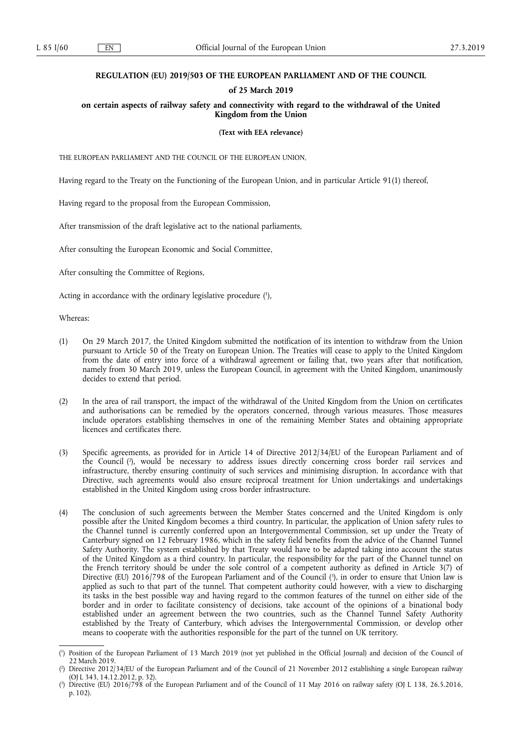# REGULATION (EU) 2019/503 OF THE EUROPEAN PARLIAMENT AND OF THE COUNCIL

## of 25 March 2019

## on certain aspects of railway safety and connectivity with regard to the withdrawal of the United Kingdom from the Union

**(Text with EEA relevance)**

THE EUROPEAN PARLIAMENT AND THE COUNCIL OF THE EUROPEAN UNION,

Having regard to the Treaty on the Functioning of the European Union, and in particular Article 91(1) thereof,

Having regard to the proposal from the European Commission,

After transmission of the draft legislative act to the national parliaments,

After consulting the European Economic and Social Committee,

After consulting the Committee of Regions,

Acting in accordance with the ordinary legislative procedure ([1]),

Whereas:

(1) On 29 March 2017, the United Kingdom submitted the notification of its intention to withdraw from the Union pursuant to Article 50 of the Treaty on European Union. The Treaties will cease to apply to the United Kingdom from the date of entry into force of a withdrawal agreement or failing that, two years after that notification, namely from 30 March 2019, unless the European Council, in agreement with the United Kingdom, unanimously decides to extend that period.

(2) In the area of rail transport, the impact of the withdrawal of the United Kingdom from the Union on certificates and authorisations can be remedied by the operators concerned, through various measures. Those measures include operators establishing themselves in one of the remaining Member States and obtaining appropriate licences and certificates there.

(3) Specific agreements, as provided for in Article 14 of Directive 2012/34/EU of the European Parliament and of the Council ([2]), would be necessary to address issues directly concerning cross border rail services and infrastructure, thereby ensuring continuity of such services and minimising disruption. In accordance with that Directive, such agreements would also ensure reciprocal treatment for Union undertakings and undertakings established in the United Kingdom using cross border infrastructure.

(4) The conclusion of such agreements between the Member States concerned and the United Kingdom is only possible after the United Kingdom becomes a third country. In particular, the application of Union safety rules to the Channel tunnel is currently conferred upon an Intergovernmental Commission, set up under the Treaty of Canterbury signed on 12 February 1986, which in the safety field benefits from the advice of the Channel Tunnel Safety Authority. The system established by that Treaty would have to be adapted taking into account the status of the United Kingdom as a third country. In particular, the responsibility for the part of the Channel tunnel on the French territory should be under the sole control of a competent authority as defined in Article 3(7) of Directive (EU) 2016/798 of the European Parliament and of the Council ([3]), in order to ensure that Union law is applied as such to that part of the tunnel. That competent authority could however, with a view to discharging its tasks in the best possible way and having regard to the common features of the tunnel on either side of the border and in order to facilitate consistency of decisions, take account of the opinions of a binational body established under an agreement between the two countries, such as the Channel Tunnel Safety Authority established by the Treaty of Canterbury, which advises the Intergovernmental Commission, or develop other means to cooperate with the authorities responsible for the part of the tunnel on UK territory.

---

([1]) Position of the European Parliament of 13 March 2019 (not yet published in the Official Journal) and decision of the Council of 22 March 2019.

([2]) Directive 2012/34/EU of the European Parliament and of the Council of 21 November 2012 establishing a single European railway (OJ L 343, 14.12.2012, p. 32).

([3]) Directive (EU) 2016/798 of the European Parliament and of the Council of 11 May 2016 on railway safety (OJ L 138, 26.5.2016, p. 102).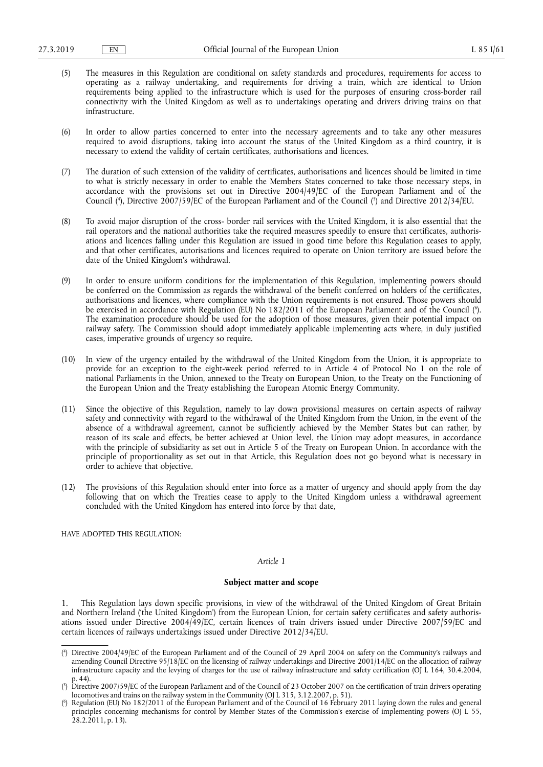(5) The measures in this Regulation are conditional on safety standards and procedures, requirements for access to operating as a railway undertaking, and requirements for driving a train, which are identical to Union requirements being applied to the infrastructure which is used for the purposes of ensuring cross-border rail connectivity with the United Kingdom as well as to undertakings operating and drivers driving trains on that infrastructure.

(6) In order to allow parties concerned to enter into the necessary agreements and to take any other measures required to avoid disruptions, taking into account the status of the United Kingdom as a third country, it is necessary to extend the validity of certain certificates, authorisations and licences.

(7) The duration of such extension of the validity of certificates, authorisations and licences should be limited in time to what is strictly necessary in order to enable the Members States concerned to take those necessary steps, in accordance with the provisions set out in Directive 2004/49/EC of the European Parliament and of the Council [4], Directive 2007/59/EC of the European Parliament and of the Council [5] and Directive 2012/34/EU.

(8) To avoid major disruption of the cross- border rail services with the United Kingdom, it is also essential that the rail operators and the national authorities take the required measures speedily to ensure that certificates, authorisations and licences falling under this Regulation are issued in good time before this Regulation ceases to apply, and that other certificates, autorisations and licences required to operate on Union territory are issued before the date of the United Kingdom's withdrawal.

(9) In order to ensure uniform conditions for the implementation of this Regulation, implementing powers should be conferred on the Commission as regards the withdrawal of the benefit conferred on holders of the certificates, authorisations and licences, where compliance with the Union requirements is not ensured. Those powers should be exercised in accordance with Regulation (EU) No 182/2011 of the European Parliament and of the Council [6]. The examination procedure should be used for the adoption of those measures, given their potential impact on railway safety. The Commission should adopt immediately applicable implementing acts where, in duly justified cases, imperative grounds of urgency so require.

(10) In view of the urgency entailed by the withdrawal of the United Kingdom from the Union, it is appropriate to provide for an exception to the eight-week period referred to in Article 4 of Protocol No 1 on the role of national Parliaments in the Union, annexed to the Treaty on European Union, to the Treaty on the Functioning of the European Union and the Treaty establishing the European Atomic Energy Community.

(11) Since the objective of this Regulation, namely to lay down provisional measures on certain aspects of railway safety and connectivity with regard to the withdrawal of the United Kingdom from the Union, in the event of the absence of a withdrawal agreement, cannot be sufficiently achieved by the Member States but can rather, by reason of its scale and effects, be better achieved at Union level, the Union may adopt measures, in accordance with the principle of subsidiarity as set out in Article 5 of the Treaty on European Union. In accordance with the principle of proportionality as set out in that Article, this Regulation does not go beyond what is necessary in order to achieve that objective.

(12) The provisions of this Regulation should enter into force as a matter of urgency and should apply from the day following that on which the Treaties cease to apply to the United Kingdom unless a withdrawal agreement concluded with the United Kingdom has entered into force by that date,

HAVE ADOPTED THIS REGULATION:

*Article 1*

**Subject matter and scope**

1. This Regulation lays down specific provisions, in view of the withdrawal of the United Kingdom of Great Britain and Northern Ireland ('the United Kingdom') from the European Union, for certain safety certificates and safety authorisations issued under Directive 2004/49/EC, certain licences of train drivers issued under Directive 2007/59/EC and certain licences of railways undertakings issued under Directive 2012/34/EU.

---

[4] Directive 2004/49/EC of the European Parliament and of the Council of 29 April 2004 on safety on the Community's railways and amending Council Directive 95/18/EC on the licensing of railway undertakings and Directive 2001/14/EC on the allocation of railway infrastructure capacity and the levying of charges for the use of railway infrastructure and safety certification (OJ L 164, 30.4.2004, p. 44).

[5] Directive 2007/59/EC of the European Parliament and of the Council of 23 October 2007 on the certification of train drivers operating locomotives and trains on the railway system in the Community (OJ L 315, 3.12.2007, p. 51).

[6] Regulation (EU) No 182/2011 of the European Parliament and of the Council of 16 February 2011 laying down the rules and general principles concerning mechanisms for control by Member States of the Commission's exercise of implementing powers (OJ L 55, 28.2.2011, p. 13).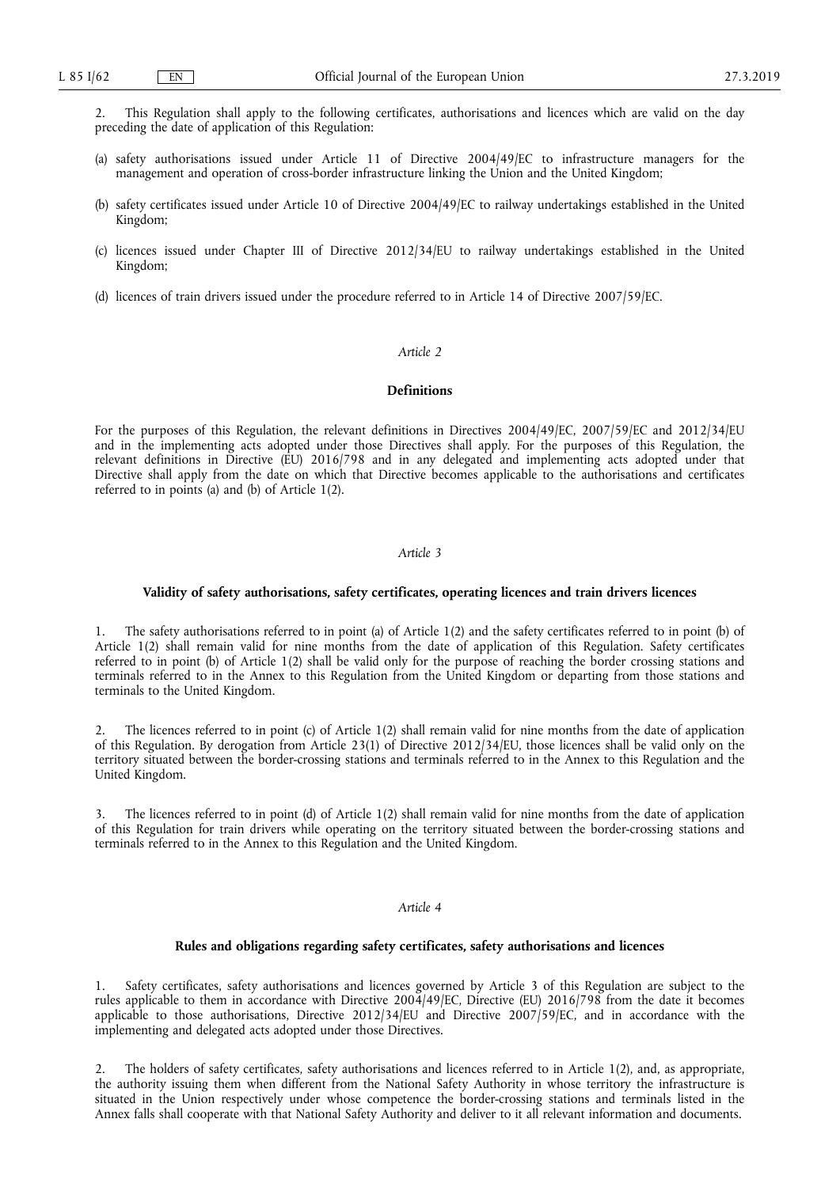2. This Regulation shall apply to the following certificates, authorisations and licences which are valid on the day preceding the date of application of this Regulation:

(a) safety authorisations issued under Article 11 of Directive 2004/49/EC to infrastructure managers for the management and operation of cross-border infrastructure linking the Union and the United Kingdom;

(b) safety certificates issued under Article 10 of Directive 2004/49/EC to railway undertakings established in the United Kingdom;

(c) licences issued under Chapter III of Directive 2012/34/EU to railway undertakings established in the United Kingdom;

(d) licences of train drivers issued under the procedure referred to in Article 14 of Directive 2007/59/EC.

*Article 2*

**Definitions**

For the purposes of this Regulation, the relevant definitions in Directives 2004/49/EC, 2007/59/EC and 2012/34/EU and in the implementing acts adopted under those Directives shall apply. For the purposes of this Regulation, the relevant definitions in Directive (EU) 2016/798 and in any delegated and implementing acts adopted under that Directive shall apply from the date on which that Directive becomes applicable to the authorisations and certificates referred to in points (a) and (b) of Article 1(2).

*Article 3*

**Validity of safety authorisations, safety certificates, operating licences and train drivers licences**

1. The safety authorisations referred to in point (a) of Article 1(2) and the safety certificates referred to in point (b) of Article 1(2) shall remain valid for nine months from the date of application of this Regulation. Safety certificates referred to in point (b) of Article 1(2) shall be valid only for the purpose of reaching the border crossing stations and terminals referred to in the Annex to this Regulation from the United Kingdom or departing from those stations and terminals to the United Kingdom.

2. The licences referred to in point (c) of Article 1(2) shall remain valid for nine months from the date of application of this Regulation. By derogation from Article 23(1) of Directive 2012/34/EU, those licences shall be valid only on the territory situated between the border-crossing stations and terminals referred to in the Annex to this Regulation and the United Kingdom.

3. The licences referred to in point (d) of Article 1(2) shall remain valid for nine months from the date of application of this Regulation for train drivers while operating on the territory situated between the border-crossing stations and terminals referred to in the Annex to this Regulation and the United Kingdom.

*Article 4*

**Rules and obligations regarding safety certificates, safety authorisations and licences**

1. Safety certificates, safety authorisations and licences governed by Article 3 of this Regulation are subject to the rules applicable to them in accordance with Directive 2004/49/EC, Directive (EU) 2016/798 from the date it becomes applicable to those authorisations, Directive 2012/34/EU and Directive 2007/59/EC, and in accordance with the implementing and delegated acts adopted under those Directives.

2. The holders of safety certificates, safety authorisations and licences referred to in Article 1(2), and, as appropriate, the authority issuing them when different from the National Safety Authority in whose territory the infrastructure is situated in the Union respectively under whose competence the border-crossing stations and terminals listed in the Annex falls shall cooperate with that National Safety Authority and deliver to it all relevant information and documents.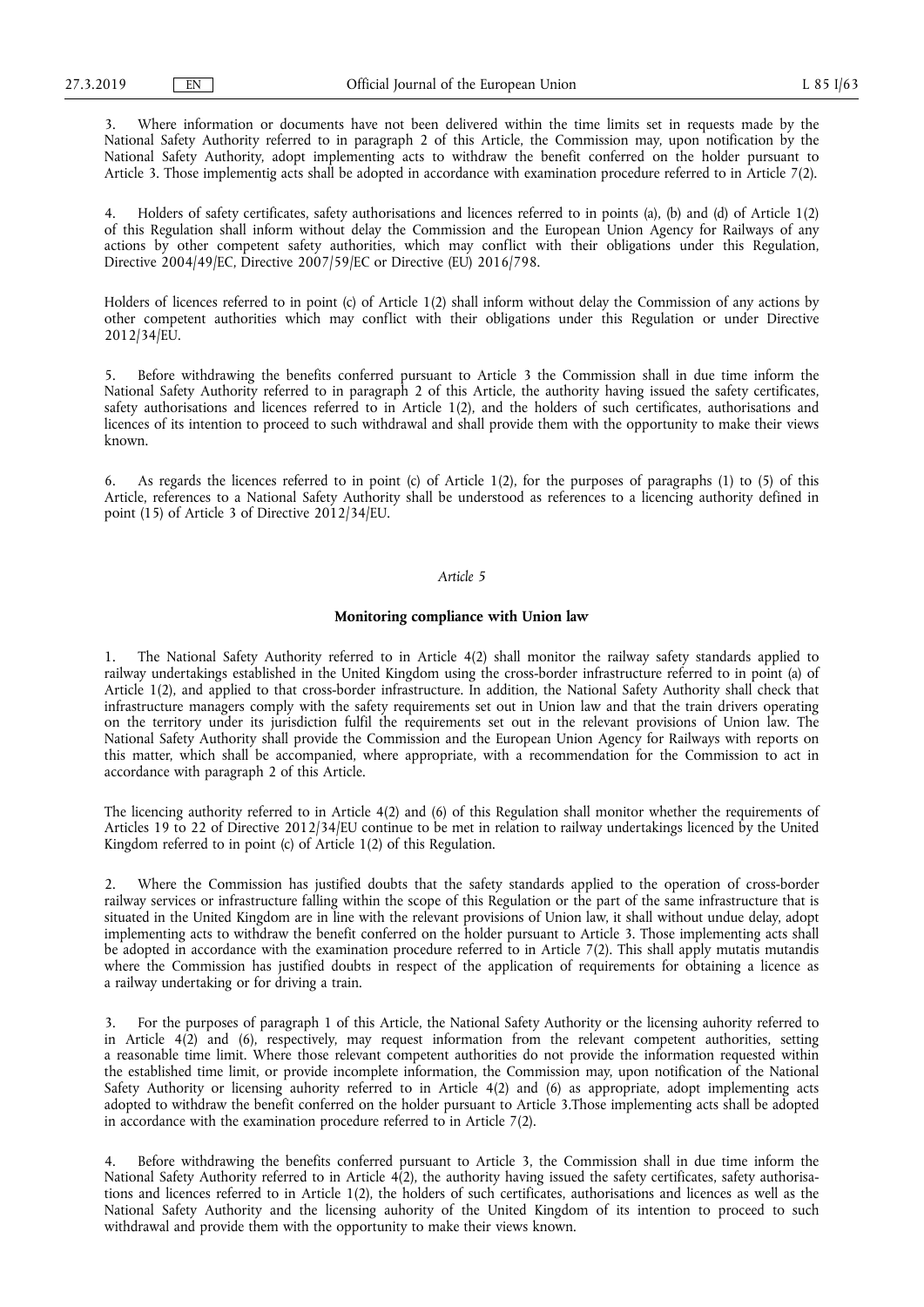3. Where information or documents have not been delivered within the time limits set in requests made by the National Safety Authority referred to in paragraph 2 of this Article, the Commission may, upon notification by the National Safety Authority, adopt implementing acts to withdraw the benefit conferred on the holder pursuant to Article 3. Those implementig acts shall be adopted in accordance with examination procedure referred to in Article 7(2).

4. Holders of safety certificates, safety authorisations and licences referred to in points (a), (b) and (d) of Article 1(2) of this Regulation shall inform without delay the Commission and the European Union Agency for Railways of any actions by other competent safety authorities, which may conflict with their obligations under this Regulation, Directive 2004/49/EC, Directive 2007/59/EC or Directive (EU) 2016/798.

Holders of licences referred to in point (c) of Article 1(2) shall inform without delay the Commission of any actions by other competent authorities which may conflict with their obligations under this Regulation or under Directive 2012/34/EU.

5. Before withdrawing the benefits conferred pursuant to Article 3 the Commission shall in due time inform the National Safety Authority referred to in paragraph 2 of this Article, the authority having issued the safety certificates, safety authorisations and licences referred to in Article 1(2), and the holders of such certificates, authorisations and licences of its intention to proceed to such withdrawal and shall provide them with the opportunity to make their views known.

6. As regards the licences referred to in point (c) of Article 1(2), for the purposes of paragraphs (1) to (5) of this Article, references to a National Safety Authority shall be understood as references to a licencing authority defined in point (15) of Article 3 of Directive 2012/34/EU.

*Article 5*

**Monitoring compliance with Union law**

1. The National Safety Authority referred to in Article 4(2) shall monitor the railway safety standards applied to railway undertakings established in the United Kingdom using the cross-border infrastructure referred to in point (a) of Article 1(2), and applied to that cross-border infrastructure. In addition, the National Safety Authority shall check that infrastructure managers comply with the safety requirements set out in Union law and that the train drivers operating on the territory under its jurisdiction fulfil the requirements set out in the relevant provisions of Union law. The National Safety Authority shall provide the Commission and the European Union Agency for Railways with reports on this matter, which shall be accompanied, where appropriate, with a recommendation for the Commission to act in accordance with paragraph 2 of this Article.

The licencing authority referred to in Article 4(2) and (6) of this Regulation shall monitor whether the requirements of Articles 19 to 22 of Directive 2012/34/EU continue to be met in relation to railway undertakings licenced by the United Kingdom referred to in point (c) of Article 1(2) of this Regulation.

2. Where the Commission has justified doubts that the safety standards applied to the operation of cross-border railway services or infrastructure falling within the scope of this Regulation or the part of the same infrastructure that is situated in the United Kingdom are in line with the relevant provisions of Union law, it shall without undue delay, adopt implementing acts to withdraw the benefit conferred on the holder pursuant to Article 3. Those implementing acts shall be adopted in accordance with the examination procedure referred to in Article 7(2). This shall apply mutatis mutandis where the Commission has justified doubts in respect of the application of requirements for obtaining a licence as a railway undertaking or for driving a train.

3. For the purposes of paragraph 1 of this Article, the National Safety Authority or the licensing auhority referred to in Article 4(2) and (6), respectively, may request information from the relevant competent authorities, setting a reasonable time limit. Where those relevant competent authorities do not provide the information requested within the established time limit, or provide incomplete information, the Commission may, upon notification of the National Safety Authority or licensing auhority referred to in Article 4(2) and (6) as appropriate, adopt implementing acts adopted to withdraw the benefit conferred on the holder pursuant to Article 3.Those implementing acts shall be adopted in accordance with the examination procedure referred to in Article 7(2).

4. Before withdrawing the benefits conferred pursuant to Article 3, the Commission shall in due time inform the National Safety Authority referred to in Article 4(2), the authority having issued the safety certificates, safety authorisations and licences referred to in Article 1(2), the holders of such certificates, authorisations and licences as well as the National Safety Authority and the licensing auhority of the United Kingdom of its intention to proceed to such withdrawal and provide them with the opportunity to make their views known.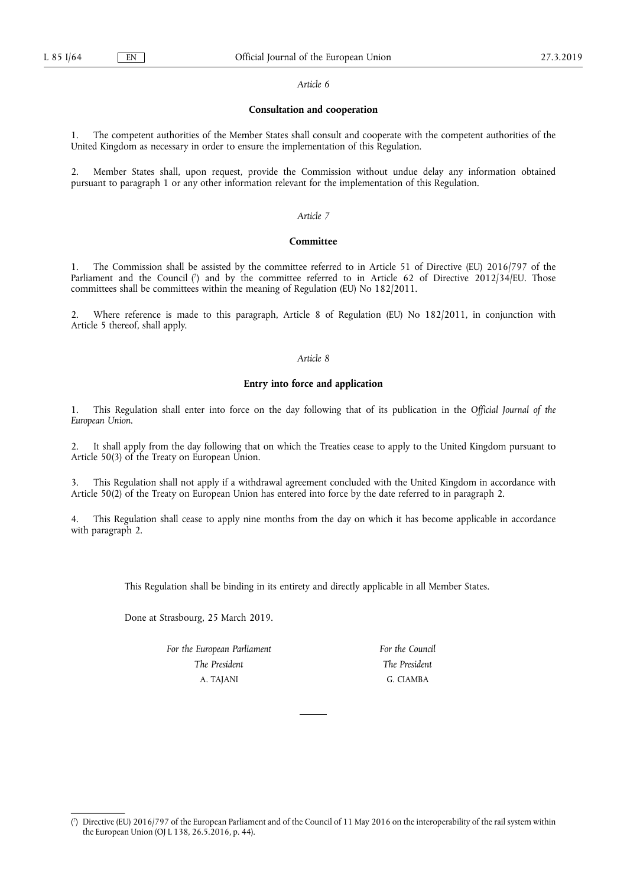*Article 6*

**Consultation and cooperation**

1. The competent authorities of the Member States shall consult and cooperate with the competent authorities of the United Kingdom as necessary in order to ensure the implementation of this Regulation.

2. Member States shall, upon request, provide the Commission without undue delay any information obtained pursuant to paragraph 1 or any other information relevant for the implementation of this Regulation.

*Article 7*

**Committee**

1. The Commission shall be assisted by the committee referred to in Article 51 of Directive (EU) 2016/797 of the Parliament and the Council ([7]) and by the committee referred to in Article 62 of Directive 2012/34/EU. Those committees shall be committees within the meaning of Regulation (EU) No 182/2011.

2. Where reference is made to this paragraph, Article 8 of Regulation (EU) No 182/2011, in conjunction with Article 5 thereof, shall apply.

*Article 8*

**Entry into force and application**

1. This Regulation shall enter into force on the day following that of its publication in the *Official Journal of the European Union*.

2. It shall apply from the day following that on which the Treaties cease to apply to the United Kingdom pursuant to Article 50(3) of the Treaty on European Union.

3. This Regulation shall not apply if a withdrawal agreement concluded with the United Kingdom in accordance with Article 50(2) of the Treaty on European Union has entered into force by the date referred to in paragraph 2.

4. This Regulation shall cease to apply nine months from the day on which it has become applicable in accordance with paragraph 2.

This Regulation shall be binding in its entirety and directly applicable in all Member States.

Done at Strasbourg, 25 March 2019.

| *For the European Parliament* | *For the Council* |
|---|---|
| *The President* | *The President* |
| A. TAJANI | G. CIAMBA |

([7]) Directive (EU) 2016/797 of the European Parliament and of the Council of 11 May 2016 on the interoperability of the rail system within the European Union (OJ L 138, 26.5.2016, p. 44).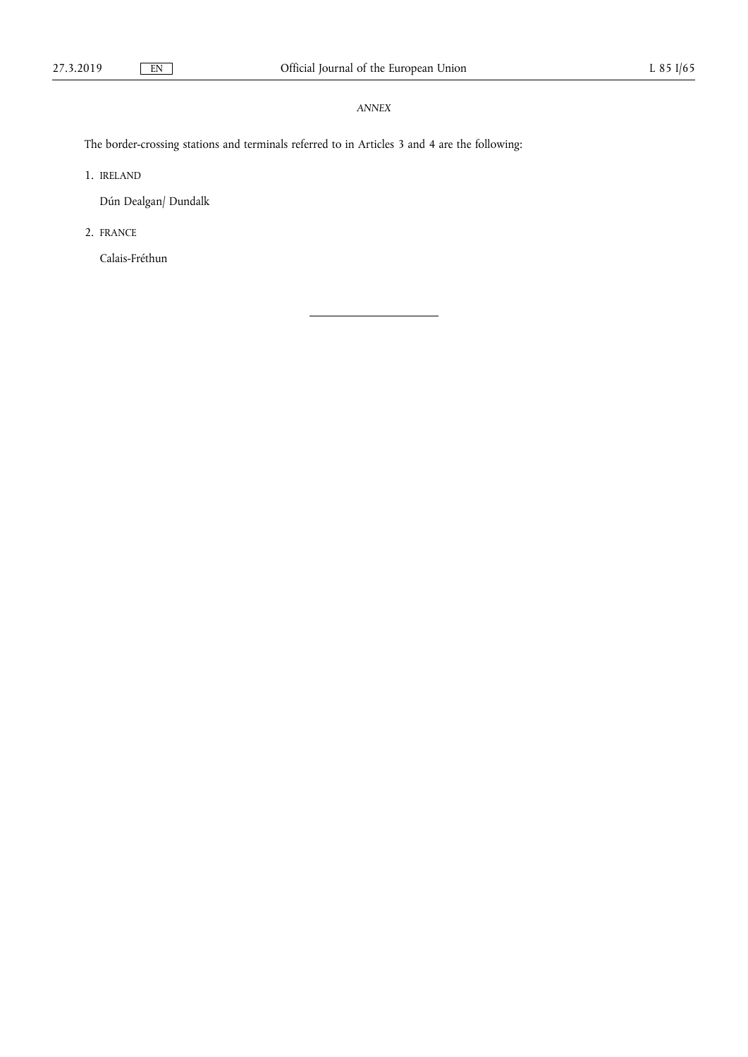*ANNEX*

The border-crossing stations and terminals referred to in Articles 3 and 4 are the following:

1. IRELAND

   Dún Dealgan/ Dundalk

2. FRANCE

   Calais-Fréthun